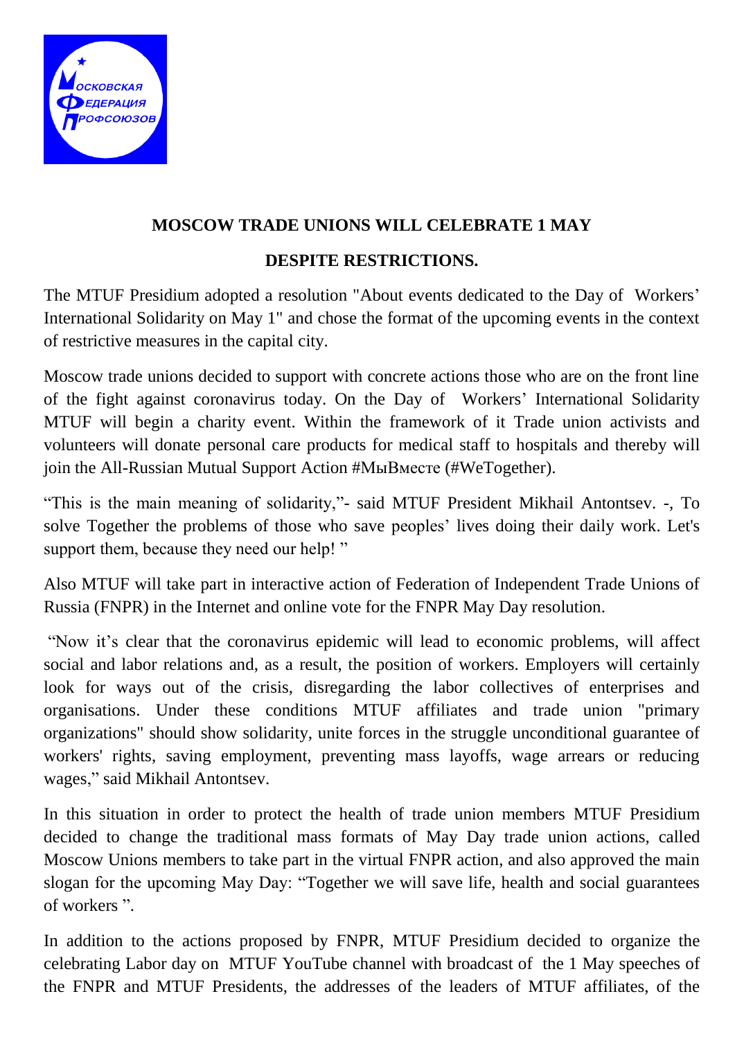# MOSCOW TRADE UNIONS WILL CELEBRATE 1 MAY DESPITE RESTRICTIONS.

The MTUF Presidium adopted a resolution "About events dedicated to the Day of Workers' International Solidarity on May 1" and chose the format of the upcoming events in the context of restrictive measures in the capital city.

Moscow trade unions decided to support with concrete actions those who are on the front line of the fight against coronavirus today. On the Day of Workers' International Solidarity MTUF will begin a charity event. Within the framework of it Trade union activists and volunteers will donate personal care products for medical staff to hospitals and thereby will join the All-Russian Mutual Support Action #МыВместе (#WeTogether).

"This is the main meaning of solidarity,"- said MTUF President Mikhail Antontsev. -, To solve Together the problems of those who save peoples' lives doing their daily work. Let's support them, because they need our help! "

Also MTUF will take part in interactive action of Federation of Independent Trade Unions of Russia (FNPR) in the Internet and online vote for the FNPR May Day resolution.

"Now it's clear that the coronavirus epidemic will lead to economic problems, will affect social and labor relations and, as a result, the position of workers. Employers will certainly look for ways out of the crisis, disregarding the labor collectives of enterprises and organisations. Under these conditions MTUF affiliates and trade union "primary organizations" should show solidarity, unite forces in the struggle unconditional guarantee of workers' rights, saving employment, preventing mass layoffs, wage arrears or reducing wages," said Mikhail Antontsev.

In this situation in order to protect the health of trade union members MTUF Presidium decided to change the traditional mass formats of May Day trade union actions, called Moscow Unions members to take part in the virtual FNPR action, and also approved the main slogan for the upcoming May Day: "Together we will save life, health and social guarantees of workers ".

In addition to the actions proposed by FNPR, MTUF Presidium decided to organize the celebrating Labor day on MTUF YouTube channel with broadcast of the 1 May speeches of the FNPR and MTUF Presidents, the addresses of the leaders of MTUF affiliates, of the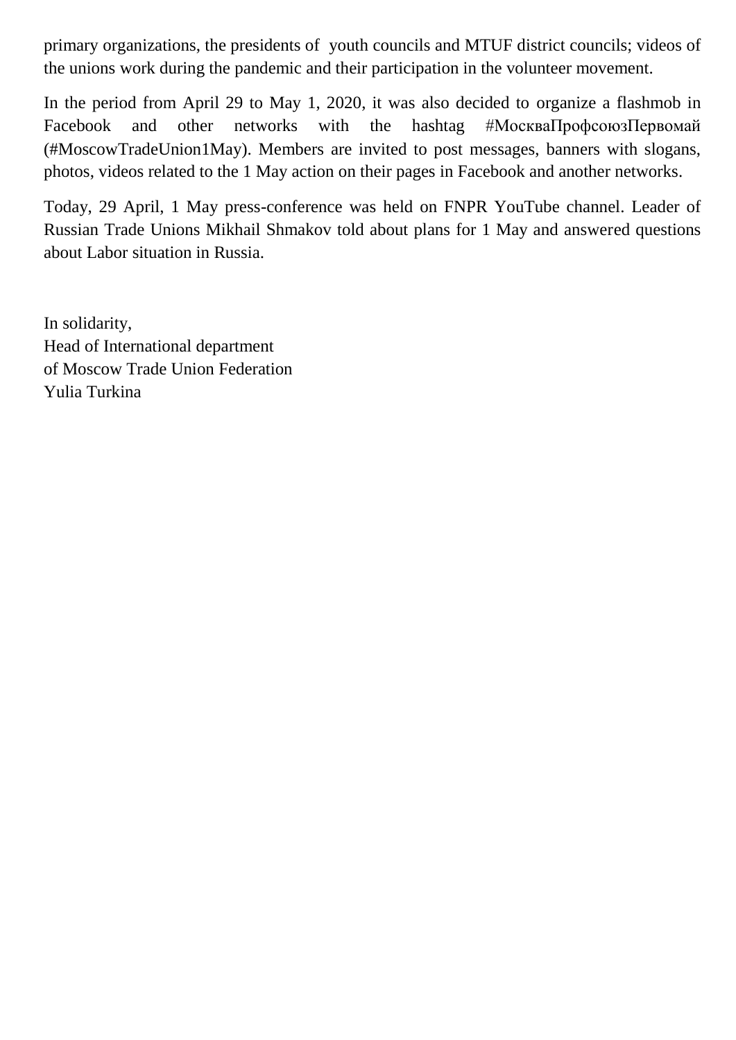primary organizations, the presidents of youth councils and MTUF district councils; videos of the unions work during the pandemic and their participation in the volunteer movement.

In the period from April 29 to May 1, 2020, it was also decided to organize a flashmob in Facebook and other networks with the hashtag #МоскваПрофсоюзПервомай (#MoscowTradeUnion1May). Members are invited to post messages, banners with slogans, photos, videos related to the 1 May action on their pages in Facebook and another networks.

Today, 29 April, 1 May press-conference was held on FNPR YouTube channel. Leader of Russian Trade Unions Mikhail Shmakov told about plans for 1 May and answered questions about Labor situation in Russia.

In solidarity,
Head of International department
of Moscow Trade Union Federation
Yulia Turkina